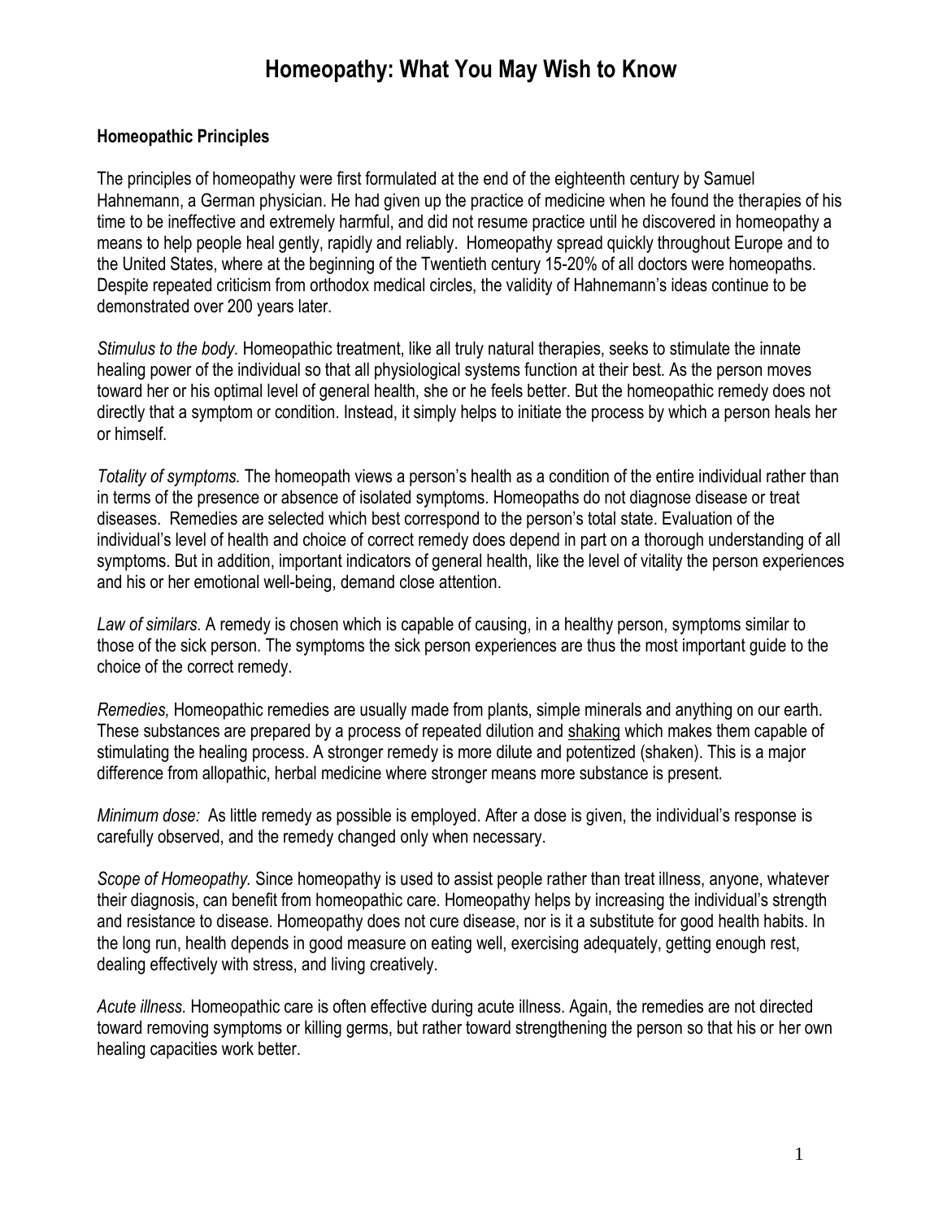# Homeopathy: What You May Wish to Know

### Homeopathic Principles

The principles of homeopathy were first formulated at the end of the eighteenth century by Samuel Hahnemann, a German physician. He had given up the practice of medicine when he found the therapies of his time to be ineffective and extremely harmful, and did not resume practice until he discovered in homeopathy a means to help people heal gently, rapidly and reliably. Homeopathy spread quickly throughout Europe and to the United States, where at the beginning of the Twentieth century 15-20% of all doctors were homeopaths. Despite repeated criticism from orthodox medical circles, the validity of Hahnemann's ideas continue to be demonstrated over 200 years later.

*Stimulus to the body.* Homeopathic treatment, like all truly natural therapies, seeks to stimulate the innate healing power of the individual so that all physiological systems function at their best. As the person moves toward her or his optimal level of general health, she or he feels better. But the homeopathic remedy does not directly that a symptom or condition. Instead, it simply helps to initiate the process by which a person heals her or himself.

*Totality of symptoms.* The homeopath views a person's health as a condition of the entire individual rather than in terms of the presence or absence of isolated symptoms. Homeopaths do not diagnose disease or treat diseases. Remedies are selected which best correspond to the person's total state. Evaluation of the individual's level of health and choice of correct remedy does depend in part on a thorough understanding of all symptoms. But in addition, important indicators of general health, like the level of vitality the person experiences and his or her emotional well-being, demand close attention.

*Law of similars.* A remedy is chosen which is capable of causing, in a healthy person, symptoms similar to those of the sick person. The symptoms the sick person experiences are thus the most important guide to the choice of the correct remedy.

*Remedies,* Homeopathic remedies are usually made from plants, simple minerals and anything on our earth. These substances are prepared by a process of repeated dilution and <u>shaking</u> which makes them capable of stimulating the healing process. A stronger remedy is more dilute and potentized (shaken). This is a major difference from allopathic, herbal medicine where stronger means more substance is present.

*Minimum dose:* As little remedy as possible is employed. After a dose is given, the individual's response is carefully observed, and the remedy changed only when necessary.

*Scope of Homeopathy.* Since homeopathy is used to assist people rather than treat illness, anyone, whatever their diagnosis, can benefit from homeopathic care. Homeopathy helps by increasing the individual's strength and resistance to disease. Homeopathy does not cure disease, nor is it a substitute for good health habits. In the long run, health depends in good measure on eating well, exercising adequately, getting enough rest, dealing effectively with stress, and living creatively.

*Acute illness.* Homeopathic care is often effective during acute illness. Again, the remedies are not directed toward removing symptoms or killing germs, but rather toward strengthening the person so that his or her own healing capacities work better.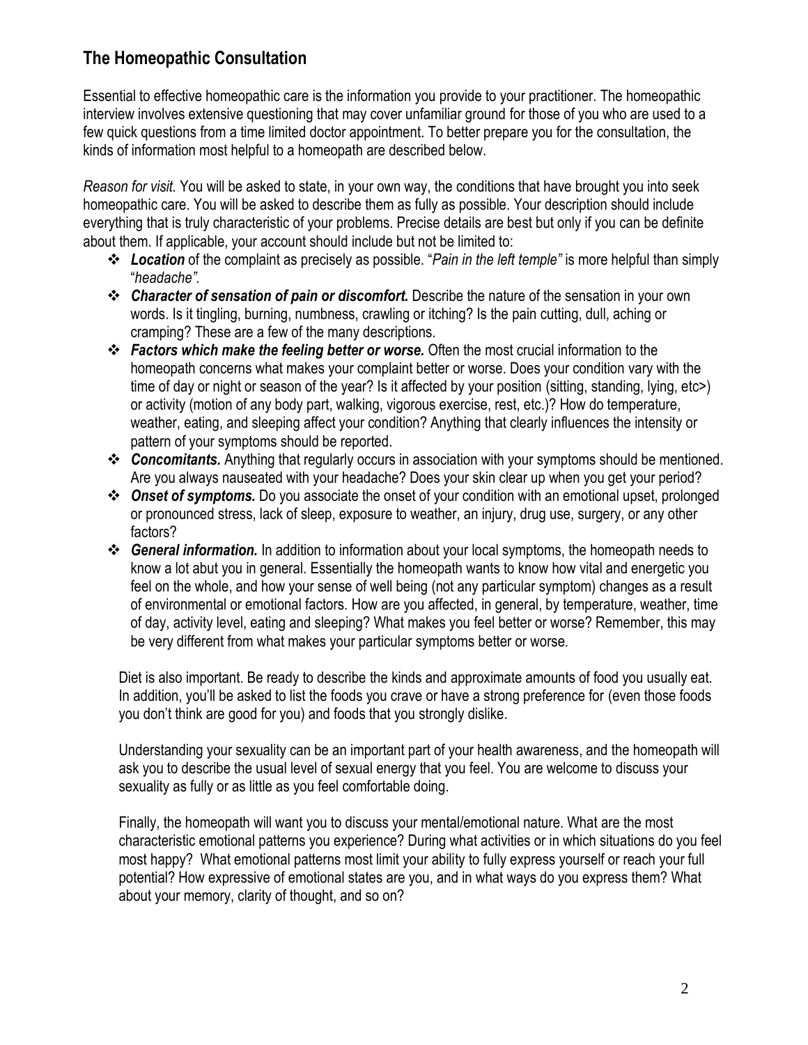## The Homeopathic Consultation

Essential to effective homeopathic care is the information you provide to your practitioner. The homeopathic interview involves extensive questioning that may cover unfamiliar ground for those of you who are used to a few quick questions from a time limited doctor appointment. To better prepare you for the consultation, the kinds of information most helpful to a homeopath are described below.

*Reason for visit.* You will be asked to state, in your own way, the conditions that have brought you into seek homeopathic care. You will be asked to describe them as fully as possible. Your description should include everything that is truly characteristic of your problems. Precise details are best but only if you can be definite about them. If applicable, your account should include but not be limited to:

- ***Location*** of the complaint as precisely as possible. "*Pain in the left temple"* is more helpful than simply "*headache"*.
- ***Character of sensation of pain or discomfort.*** Describe the nature of the sensation in your own words. Is it tingling, burning, numbness, crawling or itching? Is the pain cutting, dull, aching or cramping? These are a few of the many descriptions.
- ***Factors which make the feeling better or worse.*** Often the most crucial information to the homeopath concerns what makes your complaint better or worse. Does your condition vary with the time of day or night or season of the year? Is it affected by your position (sitting, standing, lying, etc>) or activity (motion of any body part, walking, vigorous exercise, rest, etc.)? How do temperature, weather, eating, and sleeping affect your condition? Anything that clearly influences the intensity or pattern of your symptoms should be reported.
- ***Concomitants.*** Anything that regularly occurs in association with your symptoms should be mentioned. Are you always nauseated with your headache? Does your skin clear up when you get your period?
- ***Onset of symptoms.*** Do you associate the onset of your condition with an emotional upset, prolonged or pronounced stress, lack of sleep, exposure to weather, an injury, drug use, surgery, or any other factors?
- ***General information.*** In addition to information about your local symptoms, the homeopath needs to know a lot abut you in general. Essentially the homeopath wants to know how vital and energetic you feel on the whole, and how your sense of well being (not any particular symptom) changes as a result of environmental or emotional factors. How are you affected, in general, by temperature, weather, time of day, activity level, eating and sleeping? What makes you feel better or worse? Remember, this may be very different from what makes your particular symptoms better or worse.

Diet is also important. Be ready to describe the kinds and approximate amounts of food you usually eat. In addition, you'll be asked to list the foods you crave or have a strong preference for (even those foods you don't think are good for you) and foods that you strongly dislike.

Understanding your sexuality can be an important part of your health awareness, and the homeopath will ask you to describe the usual level of sexual energy that you feel. You are welcome to discuss your sexuality as fully or as little as you feel comfortable doing.

Finally, the homeopath will want you to discuss your mental/emotional nature. What are the most characteristic emotional patterns you experience? During what activities or in which situations do you feel most happy? What emotional patterns most limit your ability to fully express yourself or reach your full potential? How expressive of emotional states are you, and in what ways do you express them? What about your memory, clarity of thought, and so on?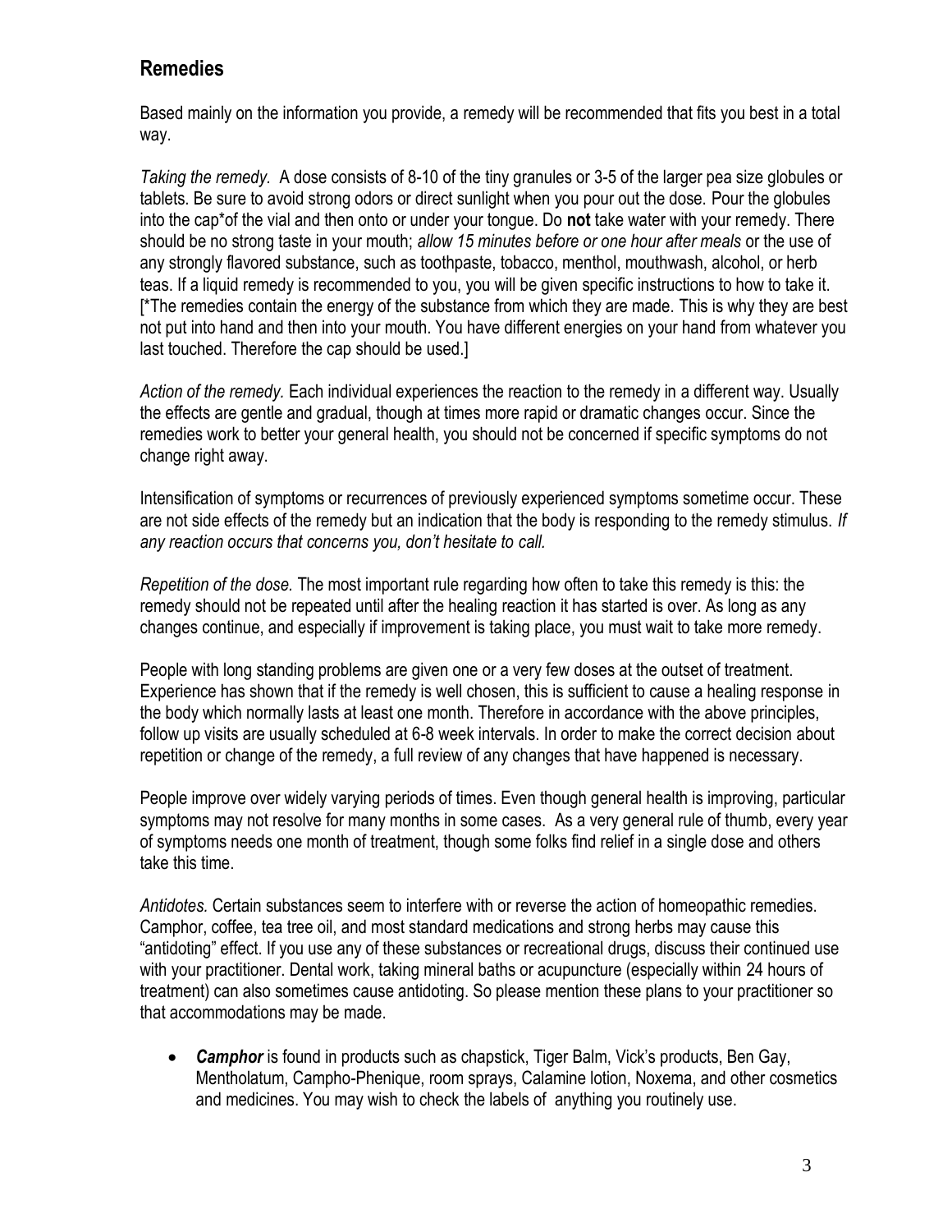## Remedies

Based mainly on the information you provide, a remedy will be recommended that fits you best in a total way.

*Taking the remedy.* A dose consists of 8-10 of the tiny granules or 3-5 of the larger pea size globules or tablets. Be sure to avoid strong odors or direct sunlight when you pour out the dose. Pour the globules into the cap*of the vial and then onto or under your tongue. Do **not** take water with your remedy. There should be no strong taste in your mouth; *allow 15 minutes before or one hour after meals* or the use of any strongly flavored substance, such as toothpaste, tobacco, menthol, mouthwash, alcohol, or herb teas. If a liquid remedy is recommended to you, you will be given specific instructions to how to take it. [*The remedies contain the energy of the substance from which they are made. This is why they are best not put into hand and then into your mouth. You have different energies on your hand from whatever you last touched. Therefore the cap should be used.]

*Action of the remedy.* Each individual experiences the reaction to the remedy in a different way. Usually the effects are gentle and gradual, though at times more rapid or dramatic changes occur. Since the remedies work to better your general health, you should not be concerned if specific symptoms do not change right away.

Intensification of symptoms or recurrences of previously experienced symptoms sometime occur. These are not side effects of the remedy but an indication that the body is responding to the remedy stimulus. *If any reaction occurs that concerns you, don't hesitate to call.*

*Repetition of the dose.* The most important rule regarding how often to take this remedy is this: the remedy should not be repeated until after the healing reaction it has started is over. As long as any changes continue, and especially if improvement is taking place, you must wait to take more remedy.

People with long standing problems are given one or a very few doses at the outset of treatment. Experience has shown that if the remedy is well chosen, this is sufficient to cause a healing response in the body which normally lasts at least one month. Therefore in accordance with the above principles, follow up visits are usually scheduled at 6-8 week intervals. In order to make the correct decision about repetition or change of the remedy, a full review of any changes that have happened is necessary.

People improve over widely varying periods of times. Even though general health is improving, particular symptoms may not resolve for many months in some cases. As a very general rule of thumb, every year of symptoms needs one month of treatment, though some folks find relief in a single dose and others take this time.

*Antidotes.* Certain substances seem to interfere with or reverse the action of homeopathic remedies. Camphor, coffee, tea tree oil, and most standard medications and strong herbs may cause this "antidoting" effect. If you use any of these substances or recreational drugs, discuss their continued use with your practitioner. Dental work, taking mineral baths or acupuncture (especially within 24 hours of treatment) can also sometimes cause antidoting. So please mention these plans to your practitioner so that accommodations may be made.

- ***Camphor*** is found in products such as chapstick, Tiger Balm, Vick's products, Ben Gay, Mentholatum, Campho-Phenique, room sprays, Calamine lotion, Noxema, and other cosmetics and medicines. You may wish to check the labels of anything you routinely use.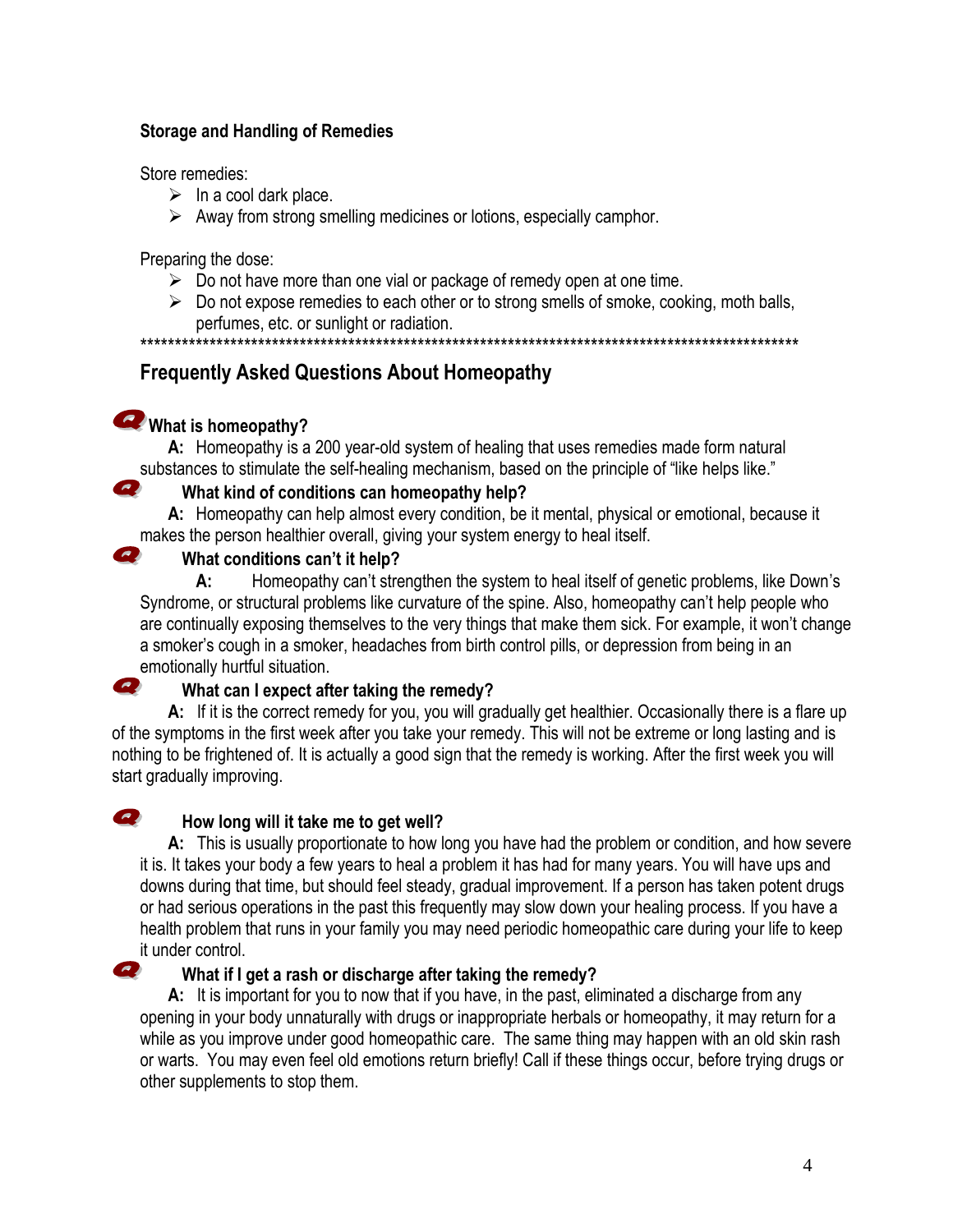**Storage and Handling of Remedies**

Store remedies:

- In a cool dark place.
- Away from strong smelling medicines or lotions, especially camphor.

Preparing the dose:

- Do not have more than one vial or package of remedy open at one time.
- Do not expose remedies to each other or to strong smells of smoke, cooking, moth balls, perfumes, etc. or sunlight or radiation.

****************************************************************************************************

## Frequently Asked Questions About Homeopathy

**What is homeopathy?**

**A:** Homeopathy is a 200 year-old system of healing that uses remedies made form natural substances to stimulate the self-healing mechanism, based on the principle of "like helps like."

**What kind of conditions can homeopathy help?**

**A:** Homeopathy can help almost every condition, be it mental, physical or emotional, because it makes the person healthier overall, giving your system energy to heal itself.

**What conditions can't it help?**

**A:** Homeopathy can't strengthen the system to heal itself of genetic problems, like Down's Syndrome, or structural problems like curvature of the spine. Also, homeopathy can't help people who are continually exposing themselves to the very things that make them sick. For example, it won't change a smoker's cough in a smoker, headaches from birth control pills, or depression from being in an emotionally hurtful situation.

**What can I expect after taking the remedy?**

**A:** If it is the correct remedy for you, you will gradually get healthier. Occasionally there is a flare up of the symptoms in the first week after you take your remedy. This will not be extreme or long lasting and is nothing to be frightened of. It is actually a good sign that the remedy is working. After the first week you will start gradually improving.

**How long will it take me to get well?**

**A:** This is usually proportionate to how long you have had the problem or condition, and how severe it is. It takes your body a few years to heal a problem it has had for many years. You will have ups and downs during that time, but should feel steady, gradual improvement. If a person has taken potent drugs or had serious operations in the past this frequently may slow down your healing process. If you have a health problem that runs in your family you may need periodic homeopathic care during your life to keep it under control.

**What if I get a rash or discharge after taking the remedy?**

**A:** It is important for you to now that if you have, in the past, eliminated a discharge from any opening in your body unnaturally with drugs or inappropriate herbals or homeopathy, it may return for a while as you improve under good homeopathic care. The same thing may happen with an old skin rash or warts. You may even feel old emotions return briefly! Call if these things occur, before trying drugs or other supplements to stop them.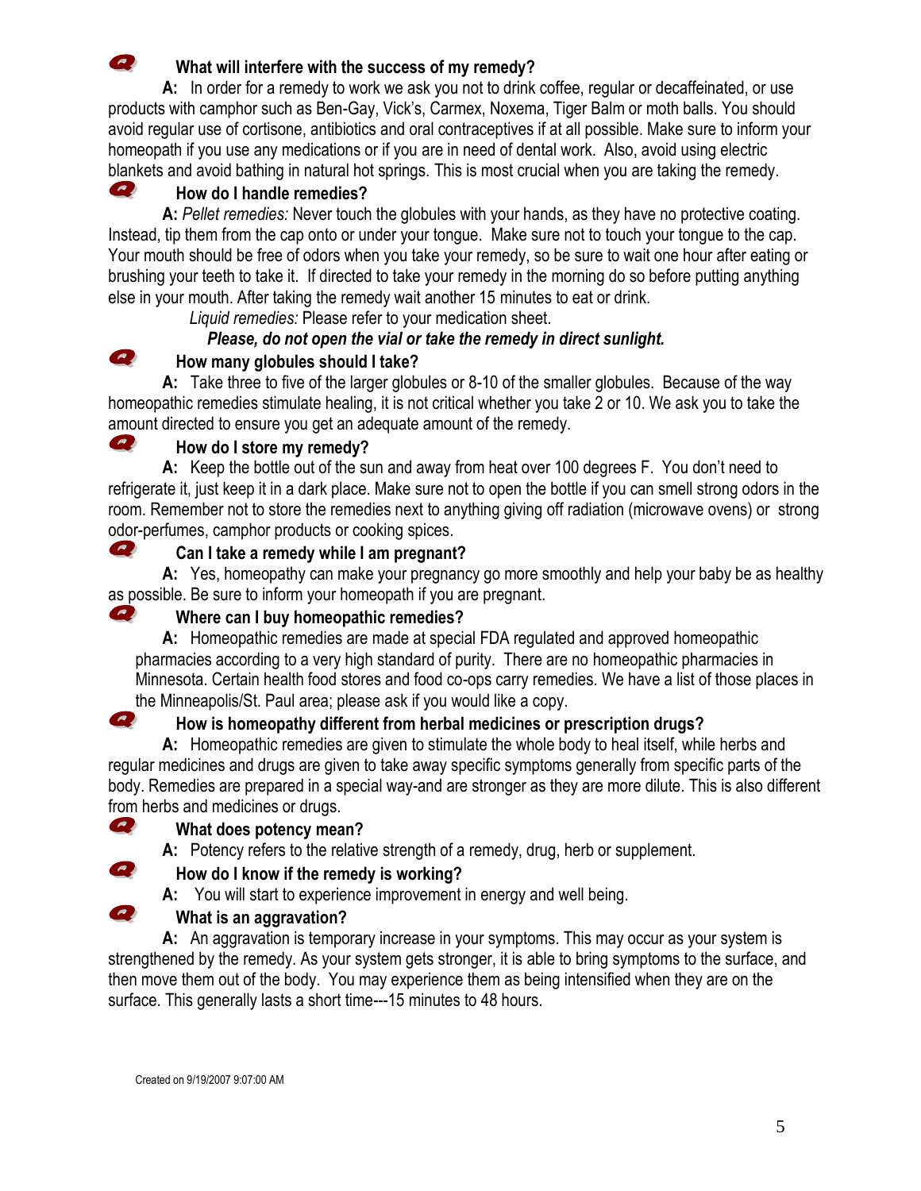### What will interfere with the success of my remedy?

**A:** In order for a remedy to work we ask you not to drink coffee, regular or decaffeinated, or use products with camphor such as Ben-Gay, Vick's, Carmex, Noxema, Tiger Balm or moth balls. You should avoid regular use of cortisone, antibiotics and oral contraceptives if at all possible. Make sure to inform your homeopath if you use any medications or if you are in need of dental work. Also, avoid using electric blankets and avoid bathing in natural hot springs. This is most crucial when you are taking the remedy.

### How do I handle remedies?

**A:** *Pellet remedies:* Never touch the globules with your hands, as they have no protective coating. Instead, tip them from the cap onto or under your tongue. Make sure not to touch your tongue to the cap. Your mouth should be free of odors when you take your remedy, so be sure to wait one hour after eating or brushing your teeth to take it. If directed to take your remedy in the morning do so before putting anything else in your mouth. After taking the remedy wait another 15 minutes to eat or drink.

*Liquid remedies:* Please refer to your medication sheet.

***Please, do not open the vial or take the remedy in direct sunlight.***

### How many globules should I take?

**A:** Take three to five of the larger globules or 8-10 of the smaller globules. Because of the way homeopathic remedies stimulate healing, it is not critical whether you take 2 or 10. We ask you to take the amount directed to ensure you get an adequate amount of the remedy.

### How do I store my remedy?

**A:** Keep the bottle out of the sun and away from heat over 100 degrees F. You don't need to refrigerate it, just keep it in a dark place. Make sure not to open the bottle if you can smell strong odors in the room. Remember not to store the remedies next to anything giving off radiation (microwave ovens) or strong odor-perfumes, camphor products or cooking spices.

### Can I take a remedy while I am pregnant?

**A:** Yes, homeopathy can make your pregnancy go more smoothly and help your baby be as healthy as possible. Be sure to inform your homeopath if you are pregnant.

### Where can I buy homeopathic remedies?

**A:** Homeopathic remedies are made at special FDA regulated and approved homeopathic pharmacies according to a very high standard of purity. There are no homeopathic pharmacies in Minnesota. Certain health food stores and food co-ops carry remedies. We have a list of those places in the Minneapolis/St. Paul area; please ask if you would like a copy.

### How is homeopathy different from herbal medicines or prescription drugs?

**A:** Homeopathic remedies are given to stimulate the whole body to heal itself, while herbs and regular medicines and drugs are given to take away specific symptoms generally from specific parts of the body. Remedies are prepared in a special way-and are stronger as they are more dilute. This is also different from herbs and medicines or drugs.

### What does potency mean?

**A:** Potency refers to the relative strength of a remedy, drug, herb or supplement.

### How do I know if the remedy is working?

**A:** You will start to experience improvement in energy and well being.

### What is an aggravation?

**A:** An aggravation is temporary increase in your symptoms. This may occur as your system is strengthened by the remedy. As your system gets stronger, it is able to bring symptoms to the surface, and then move them out of the body. You may experience them as being intensified when they are on the surface. This generally lasts a short time---15 minutes to 48 hours.

Created on 9/19/2007 9:07:00 AM